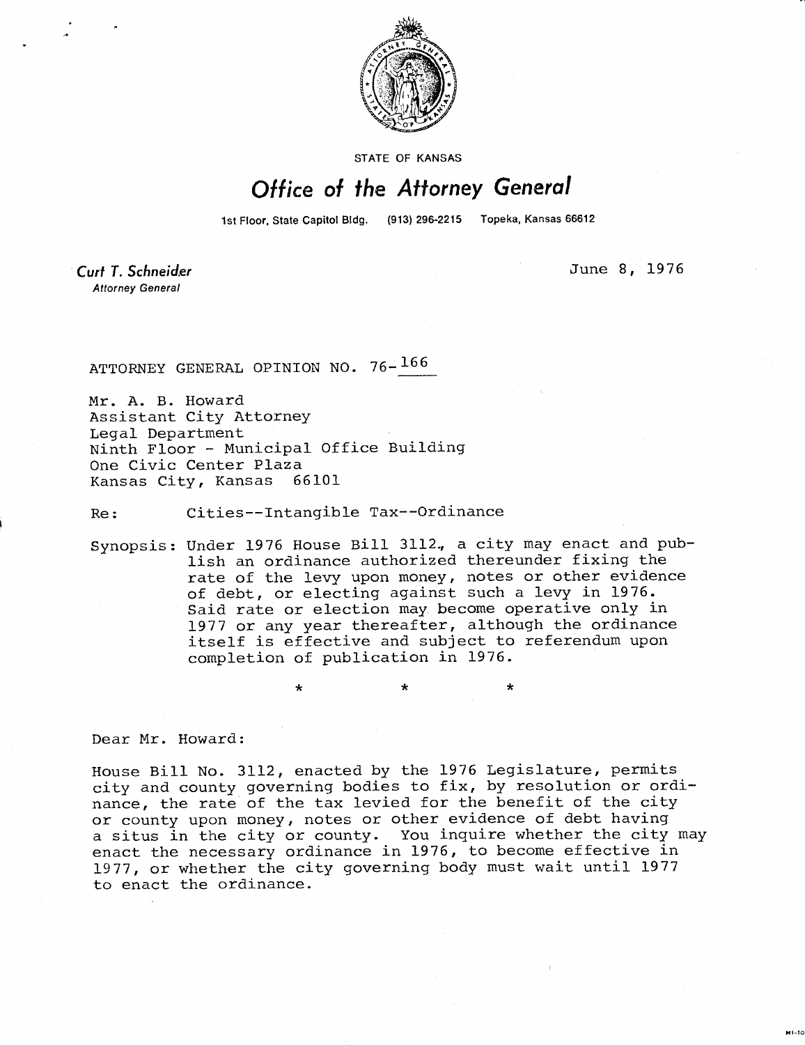STATE OF KANSAS

# Office of the Attorney General

1st Floor, State Capitol Bldg. (913) 296-2215 Topeka, Kansas 66612

**Curt T. Schneider**
*Attorney General*

June 8, 1976

ATTORNEY GENERAL OPINION NO. 76-166

Mr. A. B. Howard
Assistant City Attorney
Legal Department
Ninth Floor - Municipal Office Building
One Civic Center Plaza
Kansas City, Kansas 66101

Re: Cities--Intangible Tax--Ordinance

Synopsis: Under 1976 House Bill 3112, a city may enact and publish an ordinance authorized thereunder fixing the rate of the levy upon money, notes or other evidence of debt, or electing against such a levy in 1976. Said rate or election may become operative only in 1977 or any year thereafter, although the ordinance itself is effective and subject to referendum upon completion of publication in 1976.

\* \* \*

Dear Mr. Howard:

House Bill No. 3112, enacted by the 1976 Legislature, permits city and county governing bodies to fix, by resolution or ordinance, the rate of the tax levied for the benefit of the city or county upon money, notes or other evidence of debt having a situs in the city or county. You inquire whether the city may enact the necessary ordinance in 1976, to become effective in 1977, or whether the city governing body must wait until 1977 to enact the ordinance.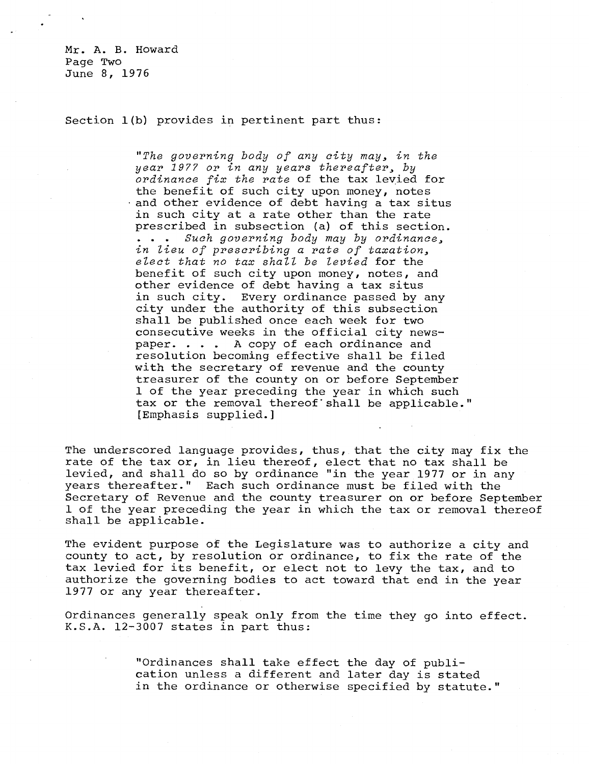Mr. A. B. Howard
Page Two
June 8, 1976

Section 1(b) provides in pertinent part thus:

> "*The governing body of any city may, in the year 1977 or in any years thereafter, by ordinance fix the rate* of the tax levied for the benefit of such city upon money, notes and other evidence of debt having a tax situs in such city at a rate other than the rate prescribed in subsection (a) of this section. . . . *Such governing body may by ordinance, in lieu of prescribing a rate of taxation, elect that no tax shall be levied* for the benefit of such city upon money, notes, and other evidence of debt having a tax situs in such city. Every ordinance passed by any city under the authority of this subsection shall be published once each week for two consecutive weeks in the official city newspaper. . . . A copy of each ordinance and resolution becoming effective shall be filed with the secretary of revenue and the county treasurer of the county on or before September 1 of the year preceding the year in which such tax or the removal thereof shall be applicable." [Emphasis supplied.]

The underscored language provides, thus, that the city may fix the rate of the tax or, in lieu thereof, elect that no tax shall be levied, and shall do so by ordinance "in the year 1977 or in any years thereafter." Each such ordinance must be filed with the Secretary of Revenue and the county treasurer on or before September 1 of the year preceding the year in which the tax or removal thereof shall be applicable.

The evident purpose of the Legislature was to authorize a city and county to act, by resolution or ordinance, to fix the rate of the tax levied for its benefit, or elect not to levy the tax, and to authorize the governing bodies to act toward that end in the year 1977 or any year thereafter.

Ordinances generally speak only from the time they go into effect. K.S.A. 12-3007 states in part thus:

> "Ordinances shall take effect the day of publication unless a different and later day is stated in the ordinance or otherwise specified by statute."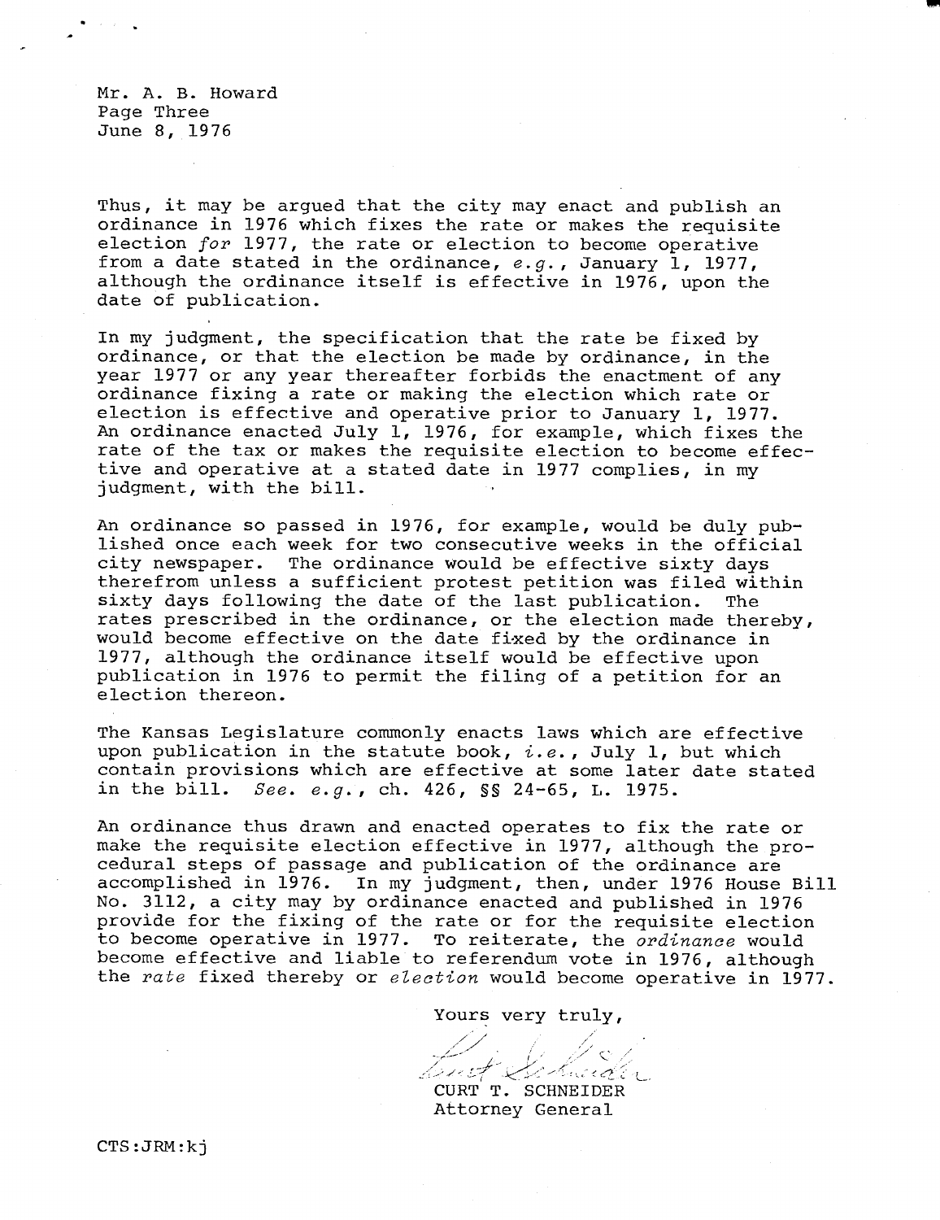Mr. A. B. Howard
Page Three
June 8, 1976

Thus, it may be argued that the city may enact and publish an ordinance in 1976 which fixes the rate or makes the requisite election *for* 1977, the rate or election to become operative from a date stated in the ordinance, *e.g.*, January 1, 1977, although the ordinance itself is effective in 1976, upon the date of publication.

In my judgment, the specification that the rate be fixed by ordinance, or that the election be made by ordinance, in the year 1977 or any year thereafter forbids the enactment of any ordinance fixing a rate or making the election which rate or election is effective and operative prior to January 1, 1977. An ordinance enacted July 1, 1976, for example, which fixes the rate of the tax or makes the requisite election to become effective and operative at a stated date in 1977 complies, in my judgment, with the bill.

An ordinance so passed in 1976, for example, would be duly published once each week for two consecutive weeks in the official city newspaper. The ordinance would be effective sixty days therefrom unless a sufficient protest petition was filed within sixty days following the date of the last publication. The rates prescribed in the ordinance, or the election made thereby, would become effective on the date fixed by the ordinance in 1977, although the ordinance itself would be effective upon publication in 1976 to permit the filing of a petition for an election thereon.

The Kansas Legislature commonly enacts laws which are effective upon publication in the statute book, *i.e.*, July 1, but which contain provisions which are effective at some later date stated in the bill. *See. e.g.*, ch. 426, §§ 24-65, L. 1975.

An ordinance thus drawn and enacted operates to fix the rate or make the requisite election effective in 1977, although the procedural steps of passage and publication of the ordinance are accomplished in 1976. In my judgment, then, under 1976 House Bill No. 3112, a city may by ordinance enacted and published in 1976 provide for the fixing of the rate or for the requisite election to become operative in 1977. To reiterate, the *ordinance* would become effective and liable to referendum vote in 1976, although the *rate* fixed thereby or *election* would become operative in 1977.

Yours very truly,

CURT T. SCHNEIDER
Attorney General

CTS:JRM:kj